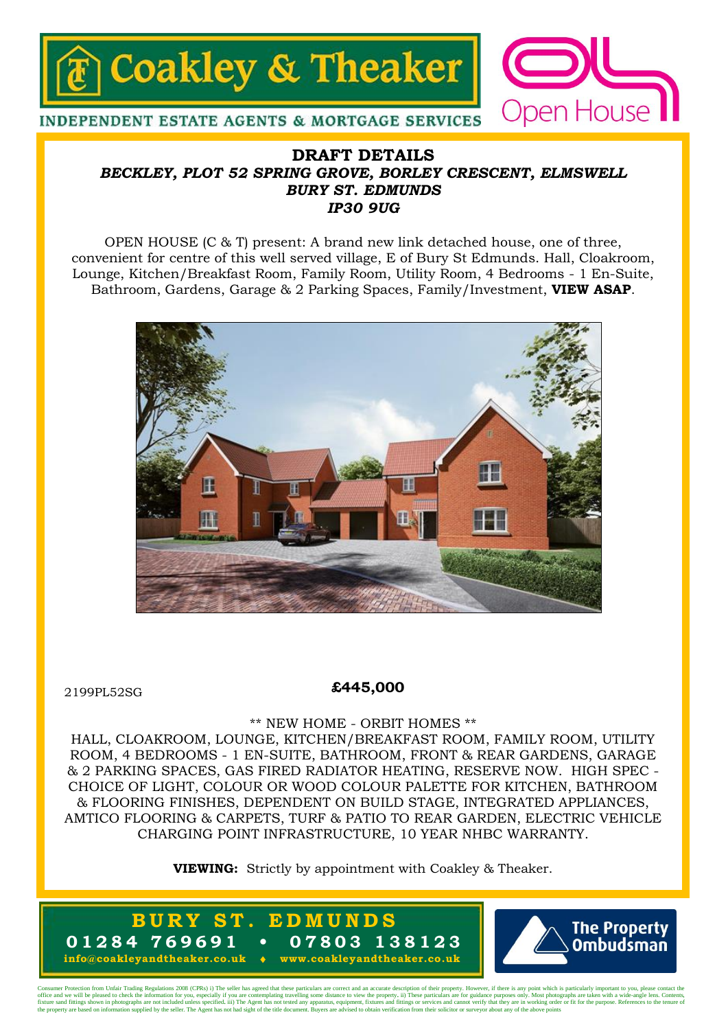Coakley & Theaker

INDEPENDENT ESTATE AGENTS & MORTGAGE SERVICES

Open House

# DRAFT DETAILS

## *BECKLEY, PLOT 52 SPRING GROVE, BORLEY CRESCENT, ELMSWELL*
## *BURY ST. EDMUNDS*
## *IP30 9UG*

OPEN HOUSE (C & T) present: A brand new link detached house, one of three, convenient for centre of this well served village, E of Bury St Edmunds. Hall, Cloakroom, Lounge, Kitchen/Breakfast Room, Family Room, Utility Room, 4 Bedrooms - 1 En-Suite, Bathroom, Gardens, Garage & 2 Parking Spaces, Family/Investment, **VIEW ASAP**.

2199PL52SG

**£445,000**

** NEW HOME - ORBIT HOMES **

HALL, CLOAKROOM, LOUNGE, KITCHEN/BREAKFAST ROOM, FAMILY ROOM, UTILITY ROOM, 4 BEDROOMS - 1 EN-SUITE, BATHROOM, FRONT & REAR GARDENS, GARAGE & 2 PARKING SPACES, GAS FIRED RADIATOR HEATING, RESERVE NOW. HIGH SPEC - CHOICE OF LIGHT, COLOUR OR WOOD COLOUR PALETTE FOR KITCHEN, BATHROOM & FLOORING FINISHES, DEPENDENT ON BUILD STAGE, INTEGRATED APPLIANCES, AMTICO FLOORING & CARPETS, TURF & PATIO TO REAR GARDEN, ELECTRIC VEHICLE CHARGING POINT INFRASTRUCTURE, 10 YEAR NHBC WARRANTY.

**VIEWING:** Strictly by appointment with Coakley & Theaker.

**BURY ST. EDMUNDS**
**01284 769691 • 07803 138123**
**info@coakleyandtheaker.co.uk ♦ www.coakleyandtheaker.co.uk**

The Property Ombudsman

Consumer Protection from Unfair Trading Regulations 2008 (CPRs) i) The seller has agreed that these particulars are correct and an accurate description of their property. However, if there is any point which is particularly important to you, please contact the office and we will be pleased to check the information for you, especially if you are contemplating travelling some distance to view the property. ii) These particulars are for guidance purposes only. Most photographs are taken with a wide-angle lens. Contents, fixture sand fittings shown in photographs are not included unless specified. iii) The Agent has not tested any apparatus, equipment, fixtures and fittings or services and cannot verify that they are in working order or fit for the purpose. References to the tenure of the property are based on information supplied by the seller. The Agent has not had sight of the title document. Buyers are advised to obtain verification from their solicitor or surveyor about any of the above points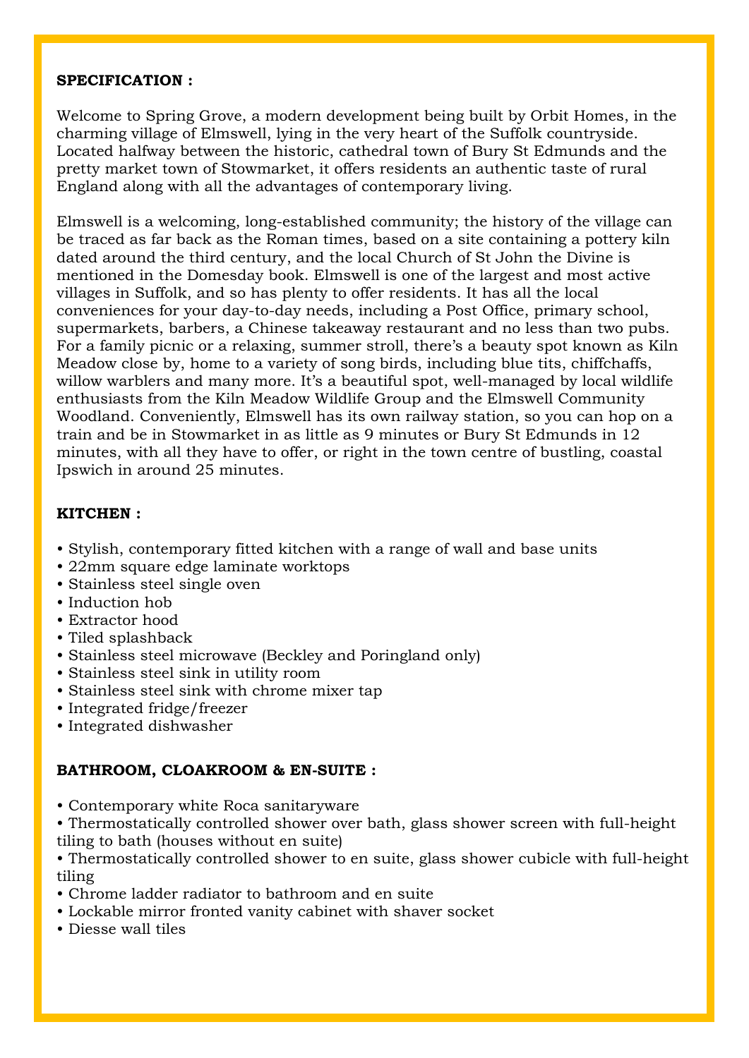**SPECIFICATION :**

Welcome to Spring Grove, a modern development being built by Orbit Homes, in the charming village of Elmswell, lying in the very heart of the Suffolk countryside. Located halfway between the historic, cathedral town of Bury St Edmunds and the pretty market town of Stowmarket, it offers residents an authentic taste of rural England along with all the advantages of contemporary living.

Elmswell is a welcoming, long-established community; the history of the village can be traced as far back as the Roman times, based on a site containing a pottery kiln dated around the third century, and the local Church of St John the Divine is mentioned in the Domesday book. Elmswell is one of the largest and most active villages in Suffolk, and so has plenty to offer residents. It has all the local conveniences for your day-to-day needs, including a Post Office, primary school, supermarkets, barbers, a Chinese takeaway restaurant and no less than two pubs. For a family picnic or a relaxing, summer stroll, there's a beauty spot known as Kiln Meadow close by, home to a variety of song birds, including blue tits, chiffchaffs, willow warblers and many more. It's a beautiful spot, well-managed by local wildlife enthusiasts from the Kiln Meadow Wildlife Group and the Elmswell Community Woodland. Conveniently, Elmswell has its own railway station, so you can hop on a train and be in Stowmarket in as little as 9 minutes or Bury St Edmunds in 12 minutes, with all they have to offer, or right in the town centre of bustling, coastal Ipswich in around 25 minutes.

**KITCHEN :**

- Stylish, contemporary fitted kitchen with a range of wall and base units
- 22mm square edge laminate worktops
- Stainless steel single oven
- Induction hob
- Extractor hood
- Tiled splashback
- Stainless steel microwave (Beckley and Poringland only)
- Stainless steel sink in utility room
- Stainless steel sink with chrome mixer tap
- Integrated fridge/freezer
- Integrated dishwasher

**BATHROOM, CLOAKROOM & EN-SUITE :**

- Contemporary white Roca sanitaryware
- Thermostatically controlled shower over bath, glass shower screen with full-height tiling to bath (houses without en suite)
- Thermostatically controlled shower to en suite, glass shower cubicle with full-height tiling
- Chrome ladder radiator to bathroom and en suite
- Lockable mirror fronted vanity cabinet with shaver socket
- Diesse wall tiles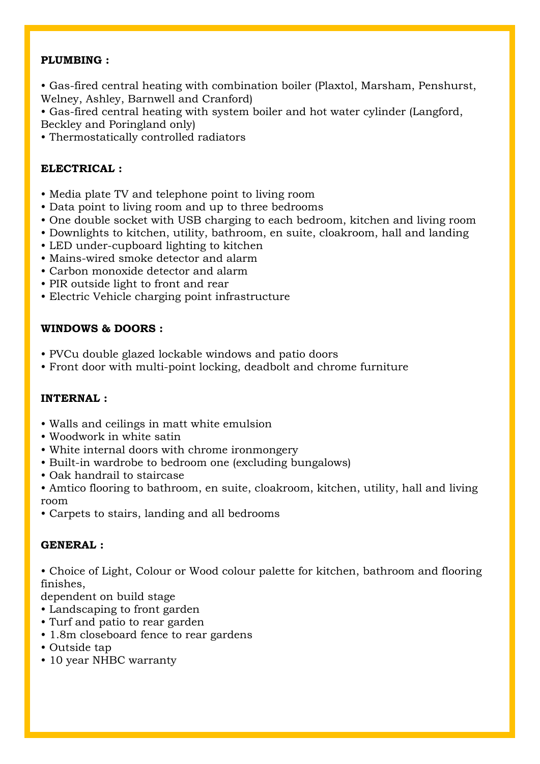**PLUMBING :**

- Gas-fired central heating with combination boiler (Plaxtol, Marsham, Penshurst, Welney, Ashley, Barnwell and Cranford)
- Gas-fired central heating with system boiler and hot water cylinder (Langford, Beckley and Poringland only)
- Thermostatically controlled radiators

**ELECTRICAL :**

- Media plate TV and telephone point to living room
- Data point to living room and up to three bedrooms
- One double socket with USB charging to each bedroom, kitchen and living room
- Downlights to kitchen, utility, bathroom, en suite, cloakroom, hall and landing
- LED under-cupboard lighting to kitchen
- Mains-wired smoke detector and alarm
- Carbon monoxide detector and alarm
- PIR outside light to front and rear
- Electric Vehicle charging point infrastructure

**WINDOWS & DOORS :**

- PVCu double glazed lockable windows and patio doors
- Front door with multi-point locking, deadbolt and chrome furniture

**INTERNAL :**

- Walls and ceilings in matt white emulsion
- Woodwork in white satin
- White internal doors with chrome ironmongery
- Built-in wardrobe to bedroom one (excluding bungalows)
- Oak handrail to staircase
- Amtico flooring to bathroom, en suite, cloakroom, kitchen, utility, hall and living room
- Carpets to stairs, landing and all bedrooms

**GENERAL :**

- Choice of Light, Colour or Wood colour palette for kitchen, bathroom and flooring finishes, dependent on build stage
- Landscaping to front garden
- Turf and patio to rear garden
- 1.8m closeboard fence to rear gardens
- Outside tap
- 10 year NHBC warranty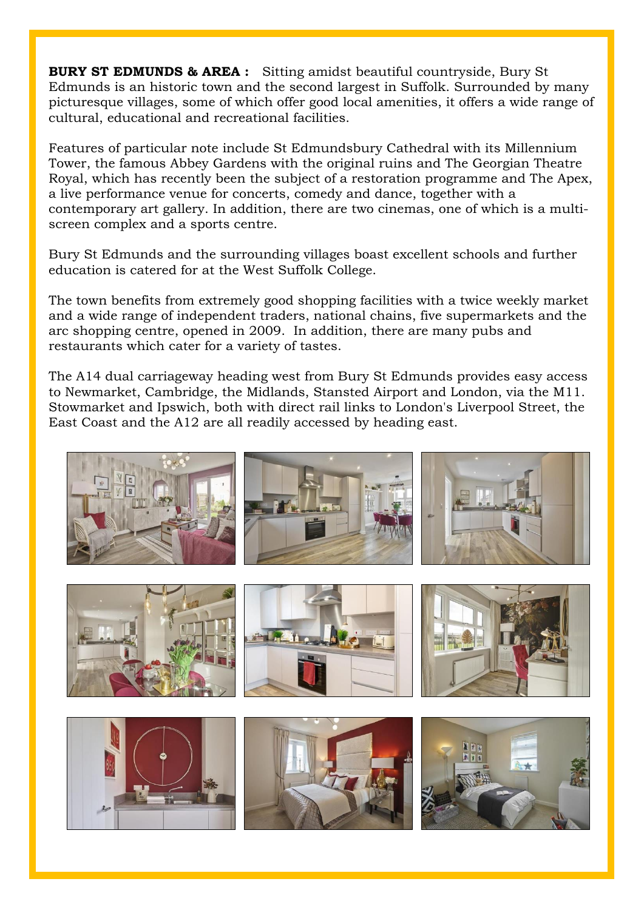**BURY ST EDMUNDS & AREA :** Sitting amidst beautiful countryside, Bury St Edmunds is an historic town and the second largest in Suffolk. Surrounded by many picturesque villages, some of which offer good local amenities, it offers a wide range of cultural, educational and recreational facilities.

Features of particular note include St Edmundsbury Cathedral with its Millennium Tower, the famous Abbey Gardens with the original ruins and The Georgian Theatre Royal, which has recently been the subject of a restoration programme and The Apex, a live performance venue for concerts, comedy and dance, together with a contemporary art gallery. In addition, there are two cinemas, one of which is a multi-screen complex and a sports centre.

Bury St Edmunds and the surrounding villages boast excellent schools and further education is catered for at the West Suffolk College.

The town benefits from extremely good shopping facilities with a twice weekly market and a wide range of independent traders, national chains, five supermarkets and the arc shopping centre, opened in 2009. In addition, there are many pubs and restaurants which cater for a variety of tastes.

The A14 dual carriageway heading west from Bury St Edmunds provides easy access to Newmarket, Cambridge, the Midlands, Stansted Airport and London, via the M11. Stowmarket and Ipswich, both with direct rail links to London's Liverpool Street, the East Coast and the A12 are all readily accessed by heading east.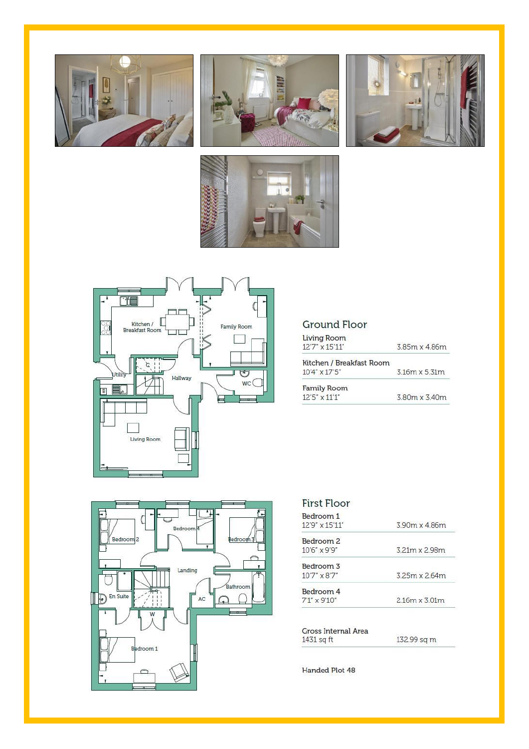## Ground Floor

| Room | Imperial | Metric |
|---|---|---|
| Living Room | 12'7" x 15'11' | 3.85m x 4.86m |
| Kitchen / Breakfast Room | 10'4" x 17'5" | 3.16m x 5.31m |
| Family Room | 12'5" x 11'1" | 3.80m x 3.40m |

## First Floor

| Room | Imperial | Metric |
|---|---|---|
| Bedroom 1 | 12'9" x 15'11' | 3.90m x 4.86m |
| Bedroom 2 | 10'6" x 9'9" | 3.21m x 2.98m |
| Bedroom 3 | 10'7" x 8'7" | 3.25m x 2.64m |
| Bedroom 4 | 7'1" x 9'10" | 2.16m x 3.01m |

| Gross Internal Area | |
|---|---|
| 1431 sq ft | 132.99 sq m |

Handed Plot 48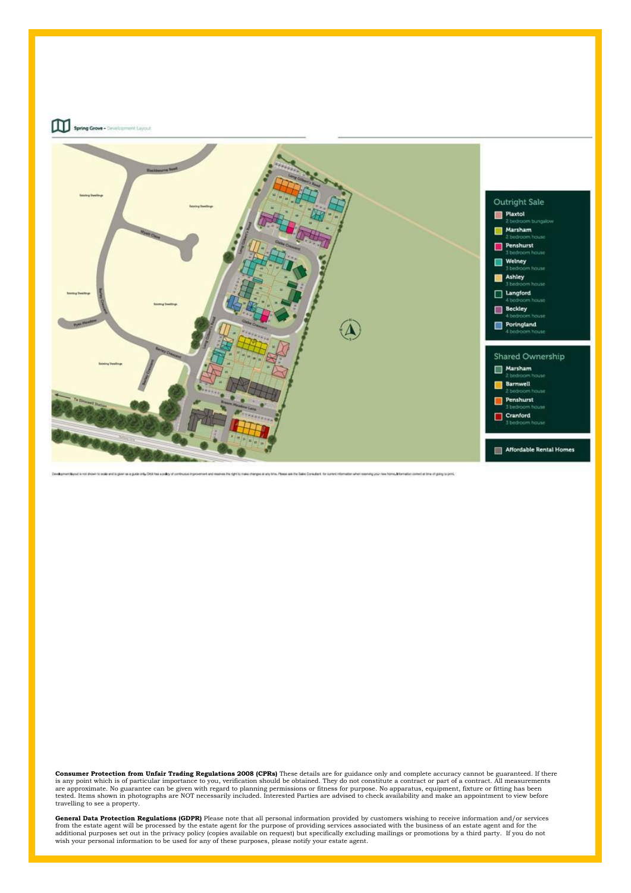Spring Grove - Development Layout

Blackbourne Road

Existing Dwellings

Wyatt Close

Bailey Crescent

Pyes Meadow

To Elmswell Station

Long Gilbert's Road

Globe Crescent

Brown Meadow Lane

Railway Line

Outright Sale

- Plaxtol — 2 bedroom bungalow
- Marsham — 2 bedroom house
- Penshurst — 3 bedroom house
- Welney — 3 bedroom house
- Ashley — 3 bedroom house
- Langford — 4 bedroom house
- Beckley — 4 bedroom house
- Poringland — 4 bedroom house

Shared Ownership

- Marsham — 2 bedroom house
- Barnwell — 2 bedroom house
- Penshurst — 3 bedroom house
- Cranford — 3 bedroom house

Affordable Rental Homes

Development layout is not shown to scale and is given as a guide only. Orbit has a policy of continuous improvement and reserves the right to make changes at any time. Please ask the Sales Consultant for current information when reserving your new home. Information correct at time of going to print.

**Consumer Protection from Unfair Trading Regulations 2008 (CPRs)** These details are for guidance only and complete accuracy cannot be guaranteed. If there is any point which is of particular importance to you, verification should be obtained. They do not constitute a contract or part of a contract. All measurements are approximate. No guarantee can be given with regard to planning permissions or fitness for purpose. No apparatus, equipment, fixture or fitting has been tested. Items shown in photographs are NOT necessarily included. Interested Parties are advised to check availability and make an appointment to view before travelling to see a property.

**General Data Protection Regulations (GDPR)** Please note that all personal information provided by customers wishing to receive information and/or services from the estate agent will be processed by the estate agent for the purpose of providing services associated with the business of an estate agent and for the additional purposes set out in the privacy policy (copies available on request) but specifically excluding mailings or promotions by a third party. If you do not wish your personal information to be used for any of these purposes, please notify your estate agent.